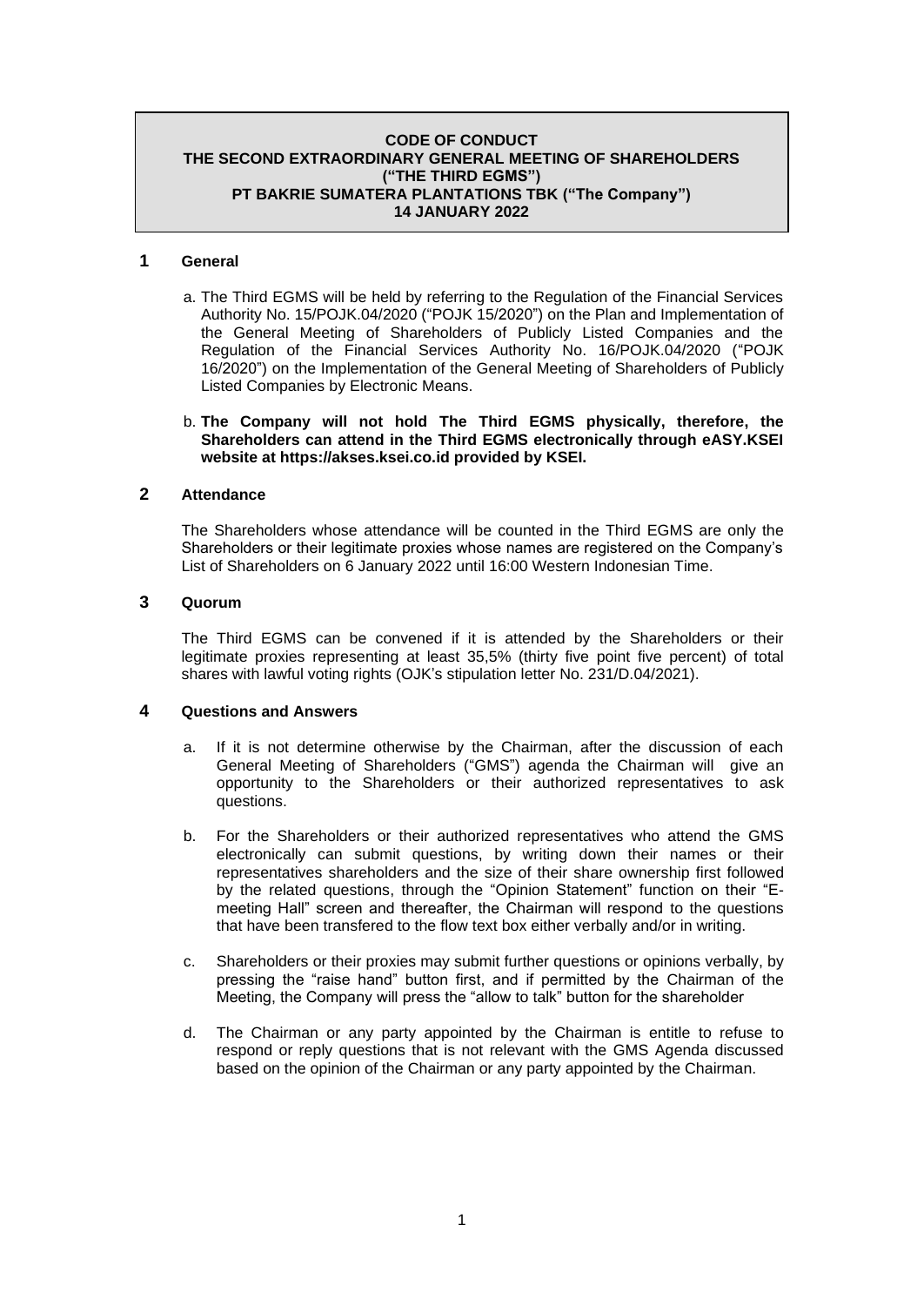**CODE OF CONDUCT**
**THE SECOND EXTRAORDINARY GENERAL MEETING OF SHAREHOLDERS**
**("THE THIRD EGMS")**
**PT BAKRIE SUMATERA PLANTATIONS TBK ("The Company")**
**14 JANUARY 2022**

## 1 General

a. The Third EGMS will be held by referring to the Regulation of the Financial Services Authority No. 15/POJK.04/2020 ("POJK 15/2020") on the Plan and Implementation of the General Meeting of Shareholders of Publicly Listed Companies and the Regulation of the Financial Services Authority No. 16/POJK.04/2020 ("POJK 16/2020") on the Implementation of the General Meeting of Shareholders of Publicly Listed Companies by Electronic Means.

b. **The Company will not hold The Third EGMS physically, therefore, the Shareholders can attend in the Third EGMS electronically through eASY.KSEI website at https://akses.ksei.co.id provided by KSEI.**

## 2 Attendance

The Shareholders whose attendance will be counted in the Third EGMS are only the Shareholders or their legitimate proxies whose names are registered on the Company's List of Shareholders on 6 January 2022 until 16:00 Western Indonesian Time.

## 3 Quorum

The Third EGMS can be convened if it is attended by the Shareholders or their legitimate proxies representing at least 35,5% (thirty five point five percent) of total shares with lawful voting rights (OJK's stipulation letter No. 231/D.04/2021).

## 4 Questions and Answers

a. If it is not determine otherwise by the Chairman, after the discussion of each General Meeting of Shareholders ("GMS") agenda the Chairman will give an opportunity to the Shareholders or their authorized representatives to ask questions.

b. For the Shareholders or their authorized representatives who attend the GMS electronically can submit questions, by writing down their names or their representatives shareholders and the size of their share ownership first followed by the related questions, through the "Opinion Statement" function on their "E-meeting Hall" screen and thereafter, the Chairman will respond to the questions that have been transfered to the flow text box either verbally and/or in writing.

c. Shareholders or their proxies may submit further questions or opinions verbally, by pressing the "raise hand" button first, and if permitted by the Chairman of the Meeting, the Company will press the "allow to talk" button for the shareholder

d. The Chairman or any party appointed by the Chairman is entitle to refuse to respond or reply questions that is not relevant with the GMS Agenda discussed based on the opinion of the Chairman or any party appointed by the Chairman.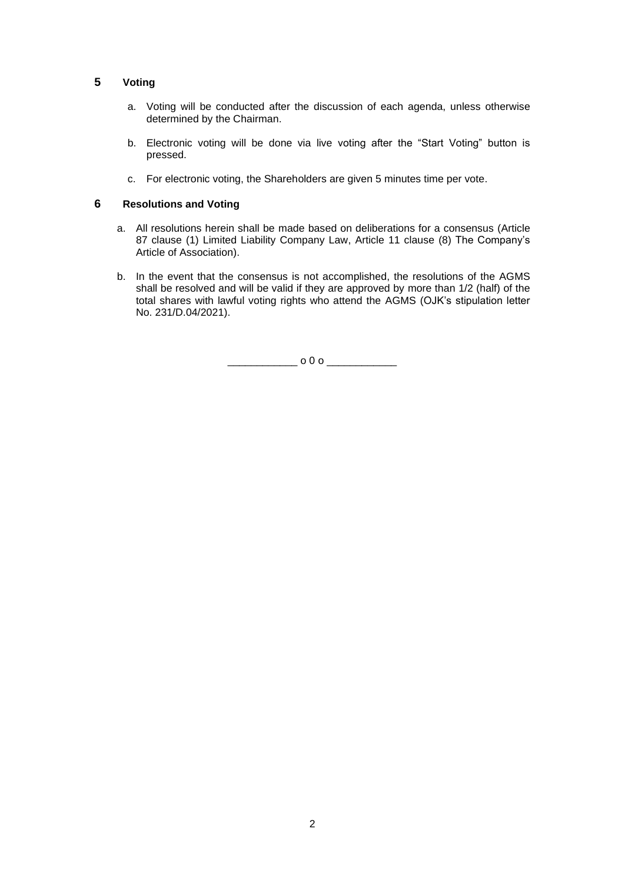## 5 Voting

a. Voting will be conducted after the discussion of each agenda, unless otherwise determined by the Chairman.

b. Electronic voting will be done via live voting after the “Start Voting” button is pressed.

c. For electronic voting, the Shareholders are given 5 minutes time per vote.

## 6 Resolutions and Voting

a. All resolutions herein shall be made based on deliberations for a consensus (Article 87 clause (1) Limited Liability Company Law, Article 11 clause (8) The Company’s Article of Association).

b. In the event that the consensus is not accomplished, the resolutions of the AGMS shall be resolved and will be valid if they are approved by more than 1/2 (half) of the total shares with lawful voting rights who attend the AGMS (OJK’s stipulation letter No. 231/D.04/2021).

____________ o 0 o ____________